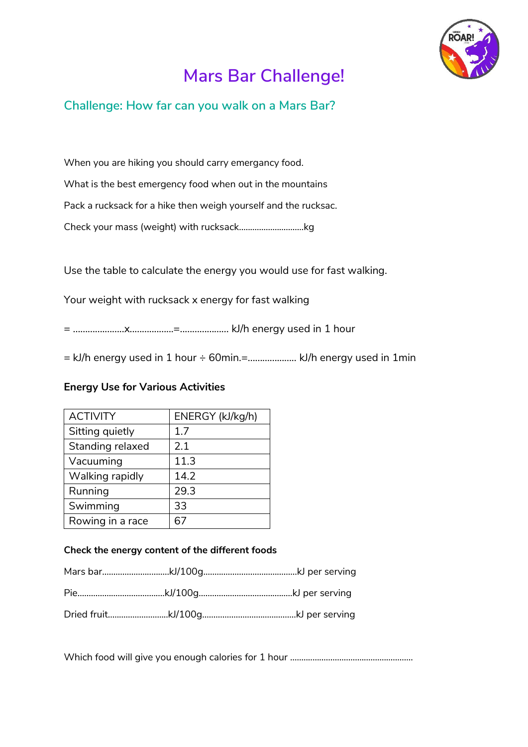# Mars Bar Challenge!

## Challenge: How far can you walk on a Mars Bar?

When you are hiking you should carry emergancy food.

What is the best emergency food when out in the mountains

Pack a rucksack for a hike then weigh yourself and the rucksac.

Check your mass (weight) with rucksack………………………..kg

Use the table to calculate the energy you would use for fast walking.

Your weight with rucksack x energy for fast walking

= …………………x………………=……………….. kJ/h energy used in 1 hour

= kJ/h energy used in 1 hour ÷ 60min.=……………….. kJ/h energy used in 1min

**Energy Use for Various Activities**

| ACTIVITY | ENERGY (kJ/kg/h) |
|---|---|
| Sitting quietly | 1.7 |
| Standing relaxed | 2.1 |
| Vacuuming | 11.3 |
| Walking rapidly | 14.2 |
| Running | 29.3 |
| Swimming | 33 |
| Rowing in a race | 67 |

**Check the energy content of the different foods**

Mars bar…………………………kJ/100g……………………………………kJ per serving

Pie…………………………………kJ/100g……………………………………kJ per serving

Dried fruit………………………kJ/100g……………………………………kJ per serving

Which food will give you enough calories for 1 hour …………………………………………………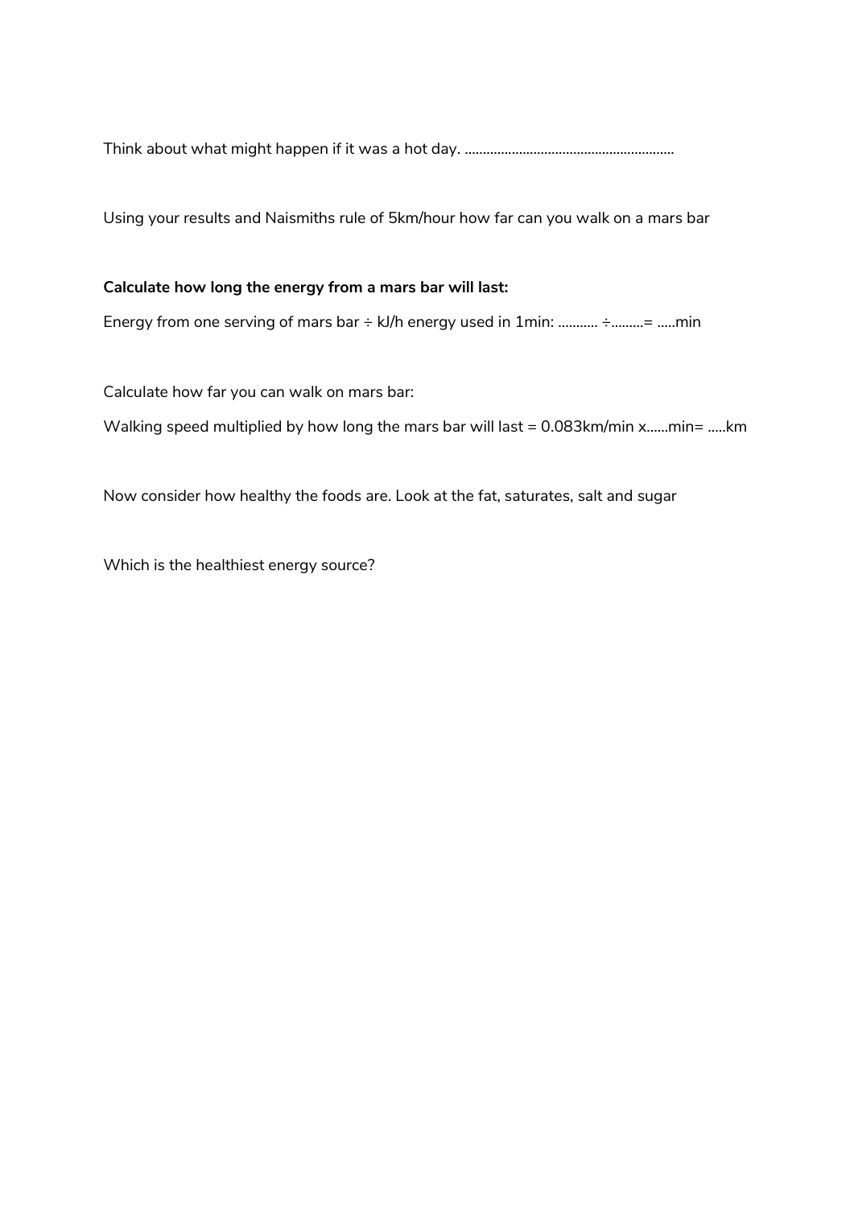Think about what might happen if it was a hot day. ...........................................................

Using your results and Naismiths rule of 5km/hour how far can you walk on a mars bar

**Calculate how long the energy from a mars bar will last:**

Energy from one serving of mars bar ÷ kJ/h energy used in 1min: ........... ÷.........= .....min

Calculate how far you can walk on mars bar:

Walking speed multiplied by how long the mars bar will last = 0.083km/min x......min= .....km

Now consider how healthy the foods are. Look at the fat, saturates, salt and sugar

Which is the healthiest energy source?